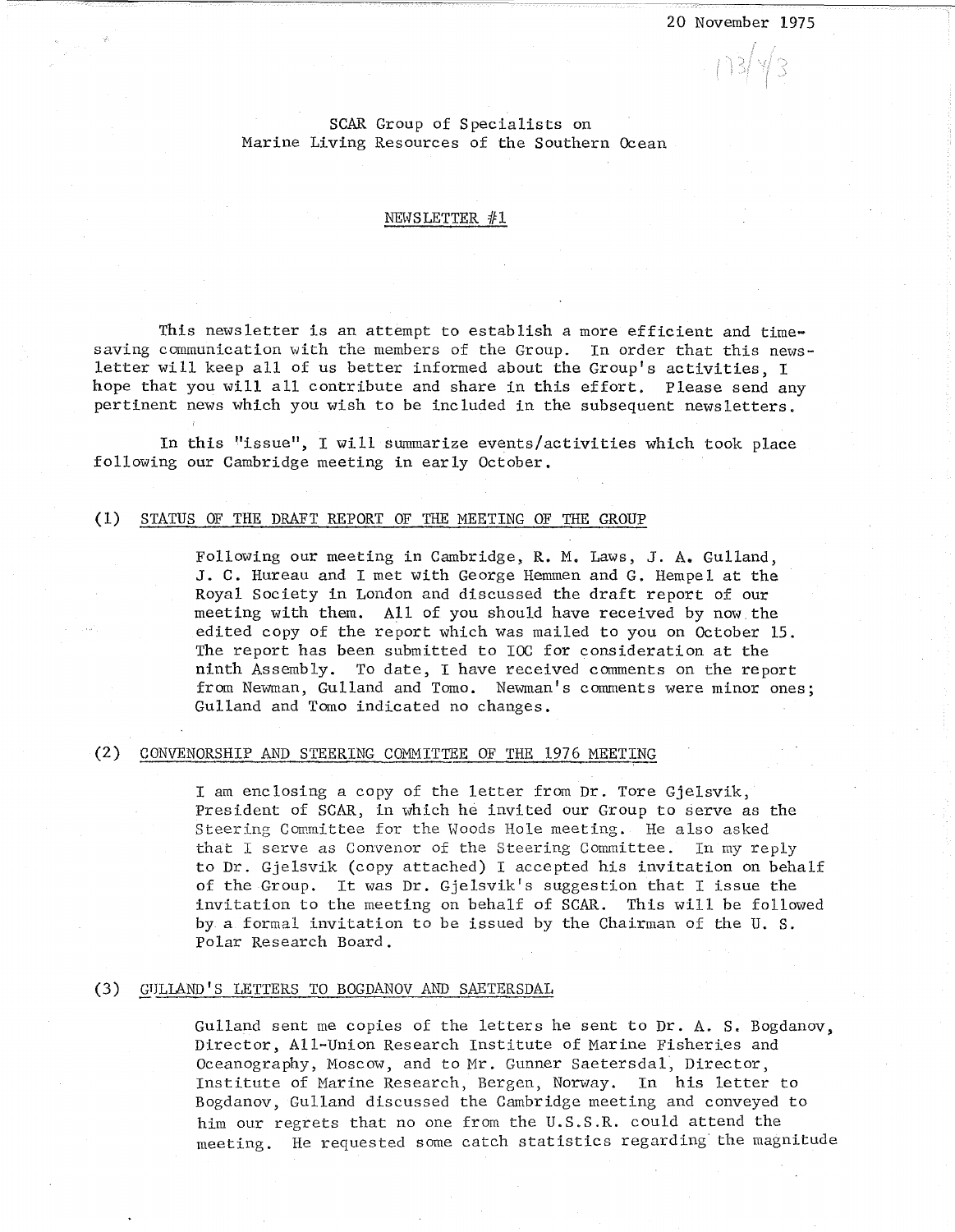20 November 1975

173/4/3

SCAR Group of Specialists on
Marine Living Resources of the Southern Ocean

NEWSLETTER #1

This newsletter is an attempt to establish a more efficient and time-saving communication with the members of the Group. In order that this newsletter will keep all of us better informed about the Group's activities, I hope that you will all contribute and share in this effort. Please send any pertinent news which you wish to be included in the subsequent newsletters.

In this "issue", I will summarize events/activities which took place following our Cambridge meeting in early October.

(1) STATUS OF THE DRAFT REPORT OF THE MEETING OF THE GROUP

Following our meeting in Cambridge, R. M. Laws, J. A. Gulland, J. C. Hureau and I met with George Hemmen and G. Hempel at the Royal Society in London and discussed the draft report of our meeting with them. All of you should have received by now the edited copy of the report which was mailed to you on October 15. The report has been submitted to IOC for consideration at the ninth Assembly. To date, I have received comments on the report from Newman, Gulland and Tomo. Newman's comments were minor ones; Gulland and Tomo indicated no changes.

(2) CONVENORSHIP AND STEERING COMMITTEE OF THE 1976 MEETING

I am enclosing a copy of the letter from Dr. Tore Gjelsvik, President of SCAR, in which he invited our Group to serve as the Steering Committee for the Woods Hole meeting. He also asked that I serve as Convenor of the Steering Committee. In my reply to Dr. Gjelsvik (copy attached) I accepted his invitation on behalf of the Group. It was Dr. Gjelsvik's suggestion that I issue the invitation to the meeting on behalf of SCAR. This will be followed by a formal invitation to be issued by the Chairman of the U. S. Polar Research Board.

(3) GULLAND'S LETTERS TO BOGDANOV AND SAETERSDAL

Gulland sent me copies of the letters he sent to Dr. A. S. Bogdanov, Director, All-Union Research Institute of Marine Fisheries and Oceanography, Moscow, and to Mr. Gunner Saetersdal, Director, Institute of Marine Research, Bergen, Norway. In his letter to Bogdanov, Gulland discussed the Cambridge meeting and conveyed to him our regrets that no one from the U.S.S.R. could attend the meeting. He requested some catch statistics regarding the magnitude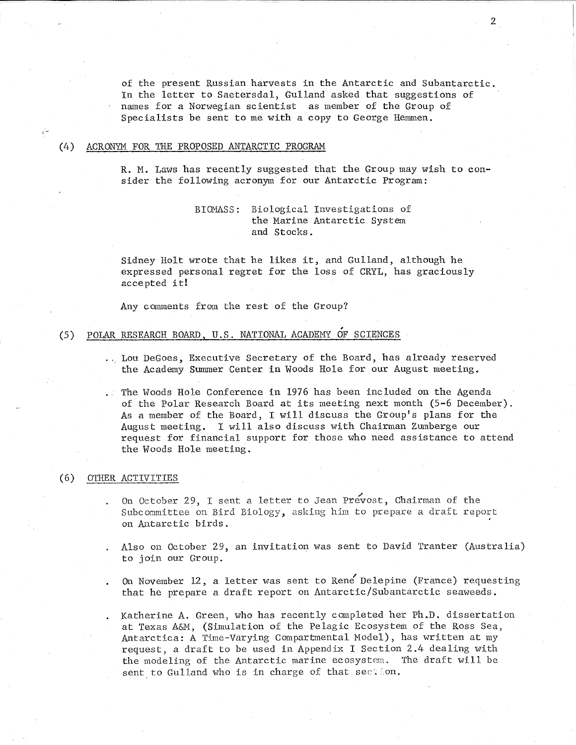of the present Russian harvests in the Antarctic and Subantarctic. In the letter to Saetersdal, Gulland asked that suggestions of names for a Norwegian scientist as member of the Group of Specialists be sent to me with a copy to George Hemmen.

## (4) ACRONYM FOR THE PROPOSED ANTARCTIC PROGRAM

R. M. Laws has recently suggested that the Group may wish to consider the following acronym for our Antarctic Program:

BIOMASS: Biological Investigations of the Marine Antarctic System and Stocks.

Sidney Holt wrote that he likes it, and Gulland, although he expressed personal regret for the loss of CRYL, has graciously accepted it!

Any comments from the rest of the Group?

## (5) POLAR RESEARCH BOARD, U.S. NATIONAL ACADEMY OF SCIENCES

- Lou DeGoes, Executive Secretary of the Board, has already reserved the Academy Summer Center in Woods Hole for our August meeting.
- The Woods Hole Conference in 1976 has been included on the Agenda of the Polar Research Board at its meeting next month (5-6 December). As a member of the Board, I will discuss the Group's plans for the August meeting. I will also discuss with Chairman Zumberge our request for financial support for those who need assistance to attend the Woods Hole meeting.

## (6) OTHER ACTIVITIES

- On October 29, I sent a letter to Jean Prévost, Chairman of the Subcommittee on Bird Biology, asking him to prepare a draft report on Antarctic birds.
- Also on October 29, an invitation was sent to David Tranter (Australia) to join our Group.
- On November 12, a letter was sent to René Delepine (France) requesting that he prepare a draft report on Antarctic/Subantarctic seaweeds.
- Katherine A. Green, who has recently completed her Ph.D. dissertation at Texas A&M, (Simulation of the Pelagic Ecosystem of the Ross Sea, Antarctica: A Time-Varying Compartmental Model), has written at my request, a draft to be used in Appendix I Section 2.4 dealing with the modeling of the Antarctic marine ecosystem. The draft will be sent to Gulland who is in charge of that section.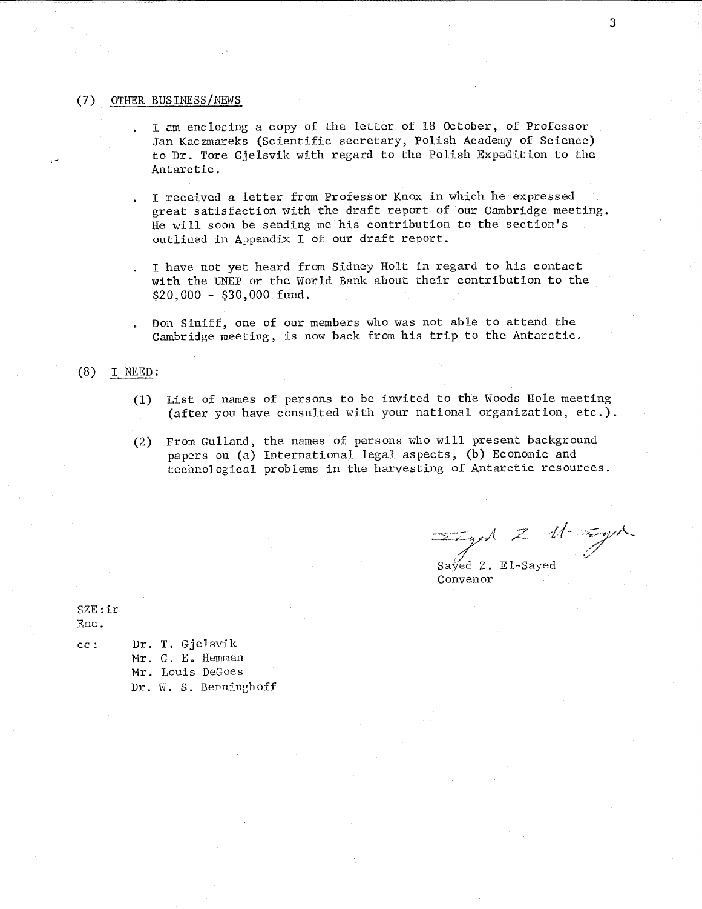## (7) OTHER BUSINESS/NEWS

- I am enclosing a copy of the letter of 18 October, of Professor Jan Kaczmareks (Scientific secretary, Polish Academy of Science) to Dr. Tore Gjelsvik with regard to the Polish Expedition to the Antarctic.
- I received a letter from Professor Knox in which he expressed great satisfaction with the draft report of our Cambridge meeting. He will soon be sending me his contribution to the section's outlined in Appendix I of our draft report.
- I have not yet heard from Sidney Holt in regard to his contact with the UNEP or the World Bank about their contribution to the $20,000 - $30,000 fund.
- Don Siniff, one of our members who was not able to attend the Cambridge meeting, is now back from his trip to the Antarctic.

## (8) I NEED:

(1) List of names of persons to be invited to the Woods Hole meeting (after you have consulted with your national organization, etc.).

(2) From Gulland, the names of persons who will present background papers on (a) International legal aspects, (b) Economic and technological problems in the harvesting of Antarctic resources.

Sayed Z. El-Sayed

Sayed Z. El-Sayed
Convenor

SZE:ir
Enc.

cc: Dr. T. Gjelsvik
Mr. G. E. Hemmen
Mr. Louis DeGoes
Dr. W. S. Benninghoff